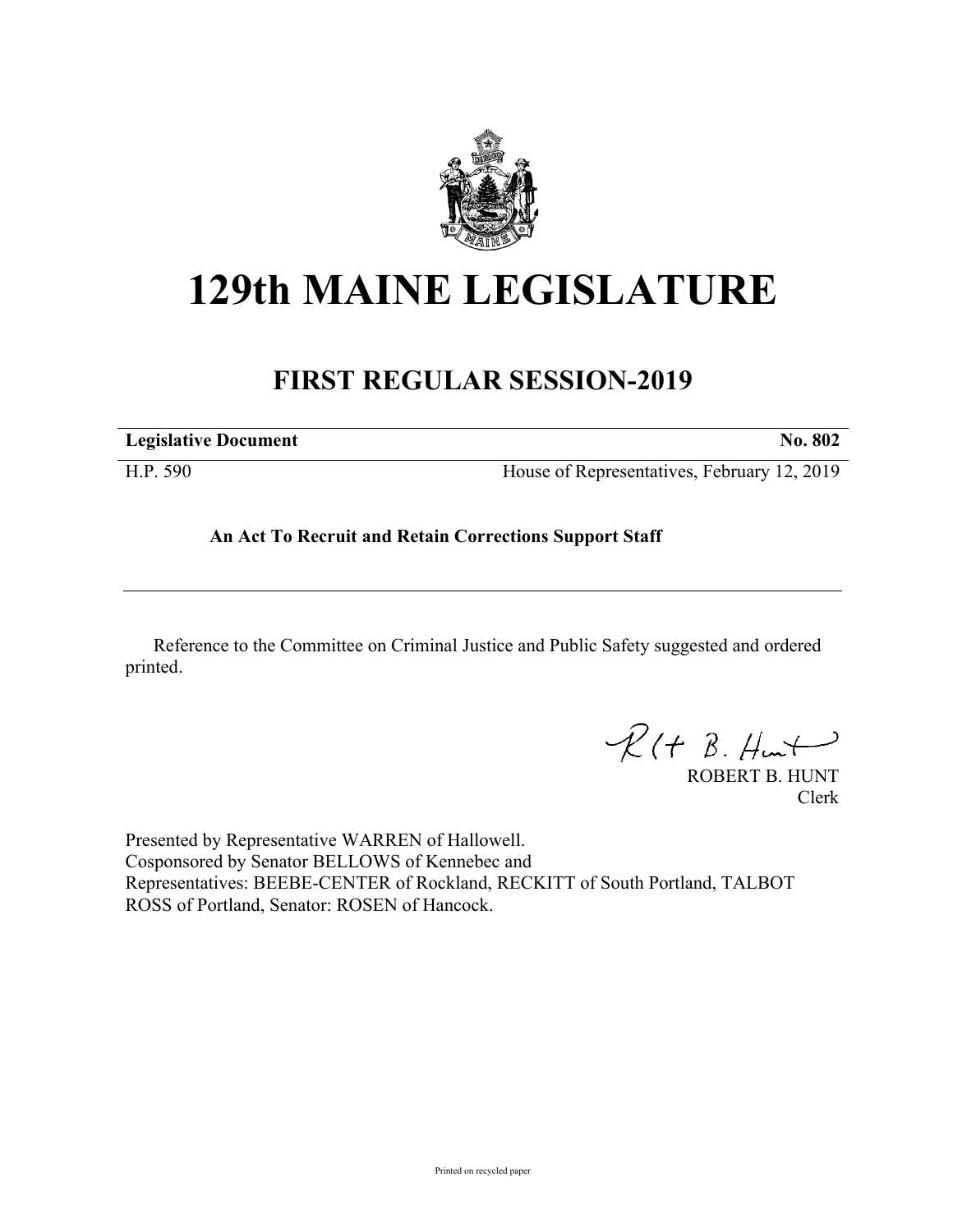# 129th MAINE LEGISLATURE

## FIRST REGULAR SESSION-2019

| **Legislative Document** | **No. 802** |
|---|---|
| H.P. 590 | House of Representatives, February 12, 2019 |

**An Act To Recruit and Retain Corrections Support Staff**

Reference to the Committee on Criminal Justice and Public Safety suggested and ordered printed.

ROBERT B. HUNT
Clerk

Presented by Representative WARREN of Hallowell.
Cosponsored by Senator BELLOWS of Kennebec and
Representatives: BEEBE-CENTER of Rockland, RECKITT of South Portland, TALBOT ROSS of Portland, Senator: ROSEN of Hancock.

Printed on recycled paper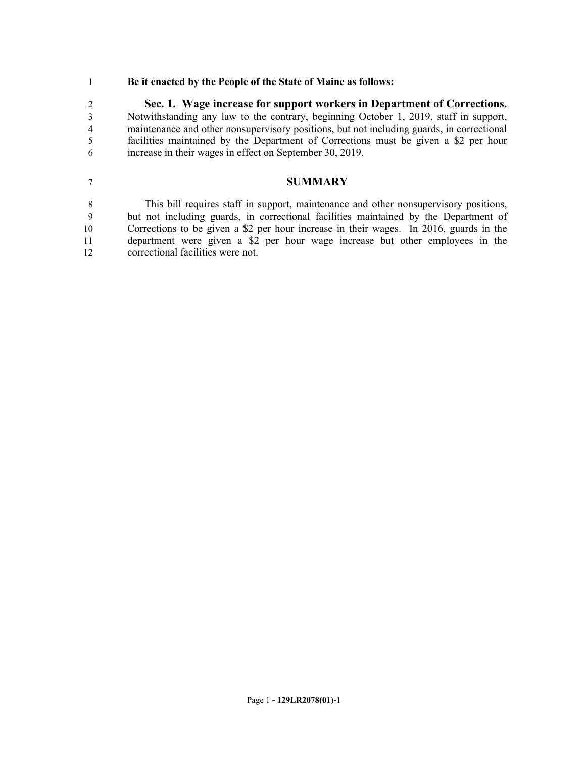**Be it enacted by the People of the State of Maine as follows:**

**Sec. 1. Wage increase for support workers in Department of Corrections.** Notwithstanding any law to the contrary, beginning October 1, 2019, staff in support, maintenance and other nonsupervisory positions, but not including guards, in correctional facilities maintained by the Department of Corrections must be given a $2 per hour increase in their wages in effect on September 30, 2019.

## SUMMARY

This bill requires staff in support, maintenance and other nonsupervisory positions, but not including guards, in correctional facilities maintained by the Department of Corrections to be given a $2 per hour increase in their wages. In 2016, guards in the department were given a $2 per hour wage increase but other employees in the correctional facilities were not.